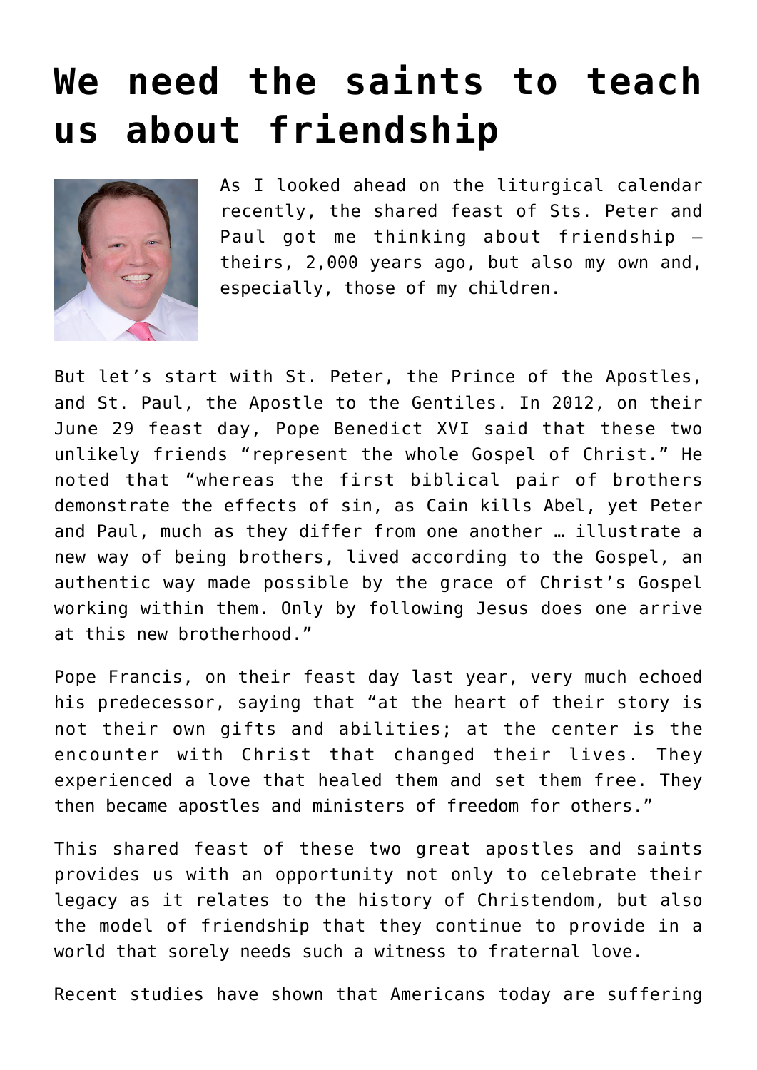# We need the saints to teach us about friendship

As I looked ahead on the liturgical calendar recently, the shared feast of Sts. Peter and Paul got me thinking about friendship — theirs, 2,000 years ago, but also my own and, especially, those of my children.

But let's start with St. Peter, the Prince of the Apostles, and St. Paul, the Apostle to the Gentiles. In 2012, on their June 29 feast day, Pope Benedict XVI said that these two unlikely friends "represent the whole Gospel of Christ." He noted that "whereas the first biblical pair of brothers demonstrate the effects of sin, as Cain kills Abel, yet Peter and Paul, much as they differ from one another … illustrate a new way of being brothers, lived according to the Gospel, an authentic way made possible by the grace of Christ's Gospel working within them. Only by following Jesus does one arrive at this new brotherhood."

Pope Francis, on their feast day last year, very much echoed his predecessor, saying that "at the heart of their story is not their own gifts and abilities; at the center is the encounter with Christ that changed their lives. They experienced a love that healed them and set them free. They then became apostles and ministers of freedom for others."

This shared feast of these two great apostles and saints provides us with an opportunity not only to celebrate their legacy as it relates to the history of Christendom, but also the model of friendship that they continue to provide in a world that sorely needs such a witness to fraternal love.

Recent studies have shown that Americans today are suffering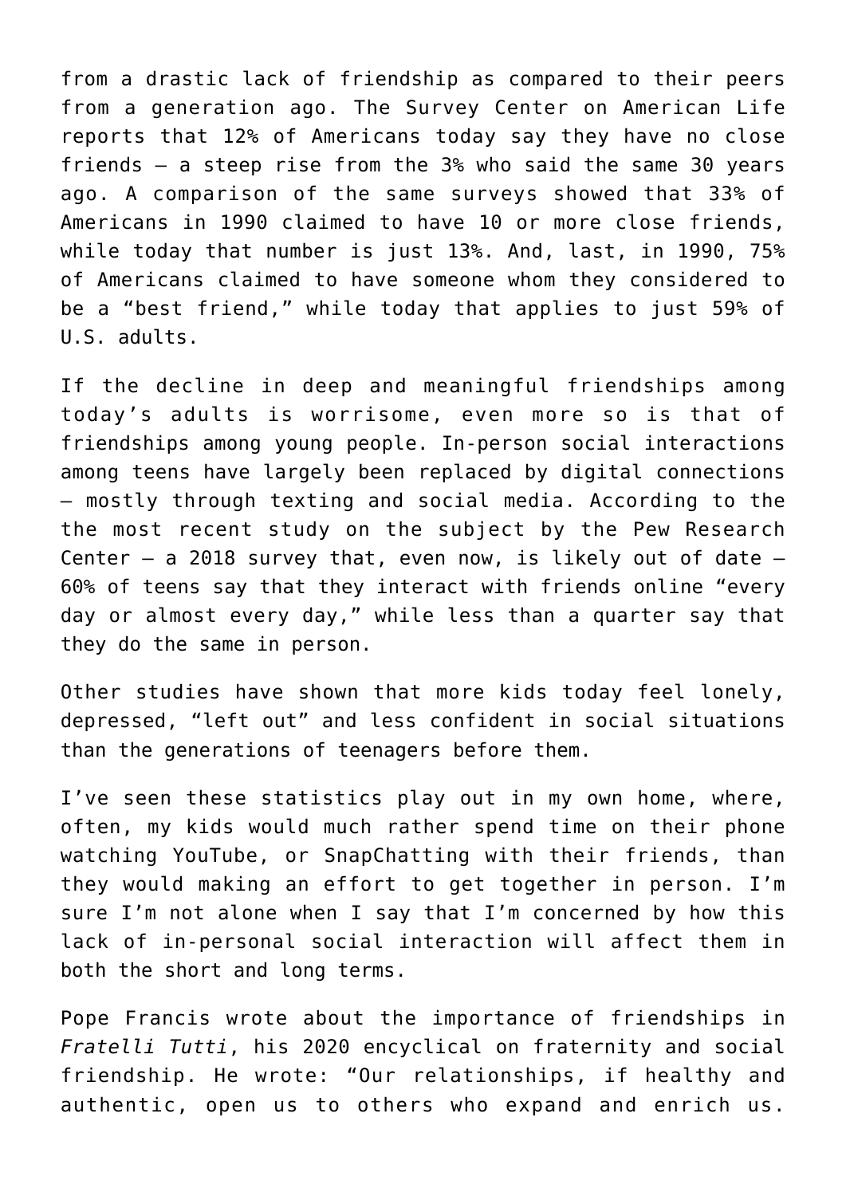from a drastic lack of friendship as compared to their peers from a generation ago. The Survey Center on American Life reports that 12% of Americans today say they have no close friends — a steep rise from the 3% who said the same 30 years ago. A comparison of the same surveys showed that 33% of Americans in 1990 claimed to have 10 or more close friends, while today that number is just 13%. And, last, in 1990, 75% of Americans claimed to have someone whom they considered to be a "best friend," while today that applies to just 59% of U.S. adults.

If the decline in deep and meaningful friendships among today's adults is worrisome, even more so is that of friendships among young people. In-person social interactions among teens have largely been replaced by digital connections — mostly through texting and social media. According to the the most recent study on the subject by the Pew Research Center — a 2018 survey that, even now, is likely out of date — 60% of teens say that they interact with friends online "every day or almost every day," while less than a quarter say that they do the same in person.

Other studies have shown that more kids today feel lonely, depressed, "left out" and less confident in social situations than the generations of teenagers before them.

I've seen these statistics play out in my own home, where, often, my kids would much rather spend time on their phone watching YouTube, or SnapChatting with their friends, than they would making an effort to get together in person. I'm sure I'm not alone when I say that I'm concerned by how this lack of in-personal social interaction will affect them in both the short and long terms.

Pope Francis wrote about the importance of friendships in *Fratelli Tutti*, his 2020 encyclical on fraternity and social friendship. He wrote: "Our relationships, if healthy and authentic, open us to others who expand and enrich us.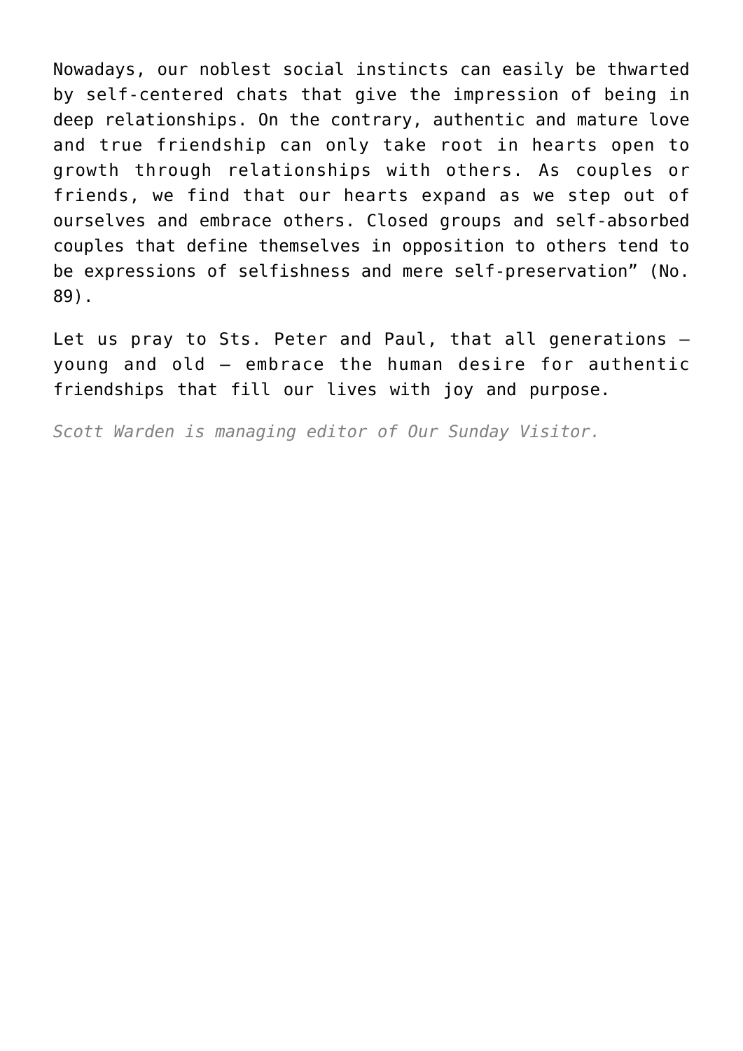Nowadays, our noblest social instincts can easily be thwarted by self-centered chats that give the impression of being in deep relationships. On the contrary, authentic and mature love and true friendship can only take root in hearts open to growth through relationships with others. As couples or friends, we find that our hearts expand as we step out of ourselves and embrace others. Closed groups and self-absorbed couples that define themselves in opposition to others tend to be expressions of selfishness and mere self-preservation" (No. 89).

Let us pray to Sts. Peter and Paul, that all generations — young and old — embrace the human desire for authentic friendships that fill our lives with joy and purpose.

*Scott Warden is managing editor of Our Sunday Visitor.*